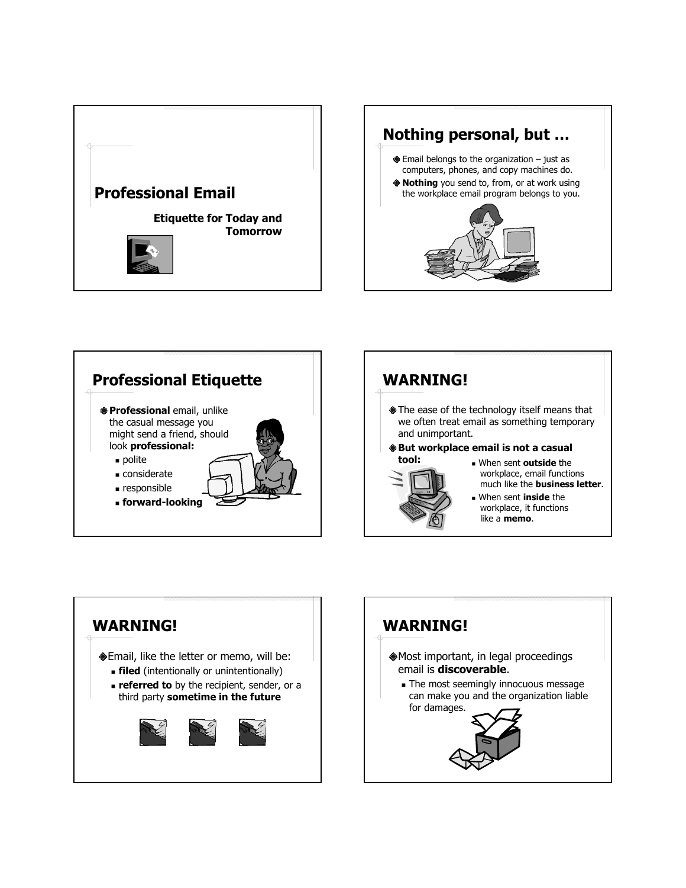# Professional Email

**Etiquette for Today and Tomorrow**

## Nothing personal, but …

- Email belongs to the organization – just as computers, phones, and copy machines do.
- **Nothing** you send to, from, or at work using the workplace email program belongs to you.

## Professional Etiquette

- **Professional** email, unlike the casual message you might send a friend, should look **professional:**
  - polite
  - considerate
  - responsible
  - **forward-looking**

## WARNING!

- The ease of the technology itself means that we often treat email as something temporary and unimportant.
- **But workplace email is not a casual tool:**
  - When sent **outside** the workplace, email functions much like the **business letter**.
  - When sent **inside** the workplace, it functions like a **memo**.

## WARNING!

- Email, like the letter or memo, will be:
  - **filed** (intentionally or unintentionally)
  - **referred to** by the recipient, sender, or a third party **sometime in the future**

## WARNING!

- Most important, in legal proceedings email is **discoverable**.
  - The most seemingly innocuous message can make you and the organization liable for damages.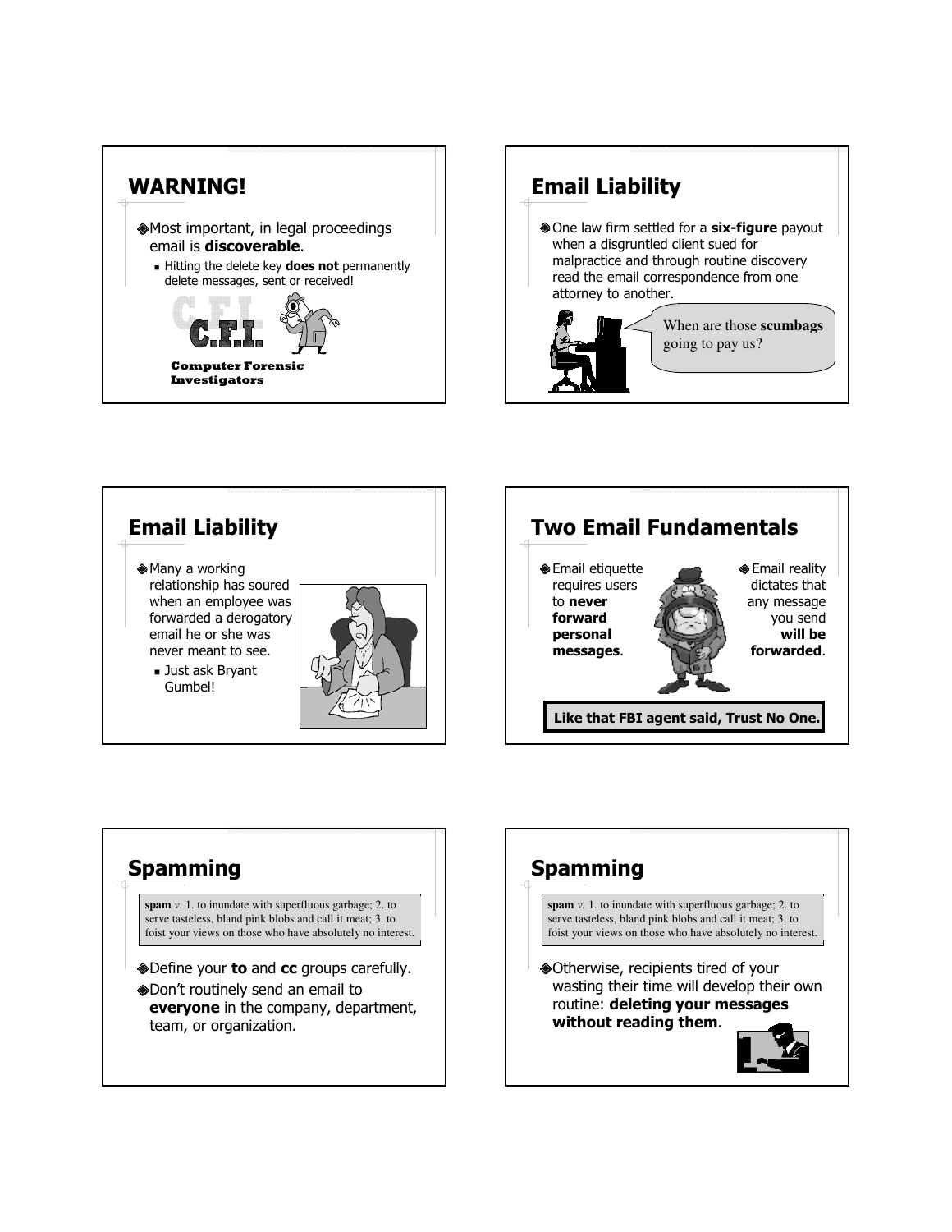## WARNING!

- Most important, in legal proceedings email is **discoverable**.
  - Hitting the delete key **does not** permanently delete messages, sent or received!

C.F.I.

**Computer Forensic Investigators**

## Email Liability

- One law firm settled for a **six-figure** payout when a disgruntled client sued for malpractice and through routine discovery read the email correspondence from one attorney to another.

When are those **scumbags** going to pay us?

## Email Liability

- Many a working relationship has soured when an employee was forwarded a derogatory email he or she was never meant to see.
  - Just ask Bryant Gumbel!

## Two Email Fundamentals

- Email etiquette requires users to **never forward personal messages**.
- Email reality dictates that any message you send **will be forwarded**.

**Like that FBI agent said, Trust No One.**

## Spamming

**spam** *v.* 1. to inundate with superfluous garbage; 2. to serve tasteless, bland pink blobs and call it meat; 3. to foist your views on those who have absolutely no interest.

- Define your **to** and **cc** groups carefully.
- Don't routinely send an email to **everyone** in the company, department, team, or organization.

## Spamming

**spam** *v.* 1. to inundate with superfluous garbage; 2. to serve tasteless, bland pink blobs and call it meat; 3. to foist your views on those who have absolutely no interest.

- Otherwise, recipients tired of your wasting their time will develop their own routine: **deleting your messages without reading them**.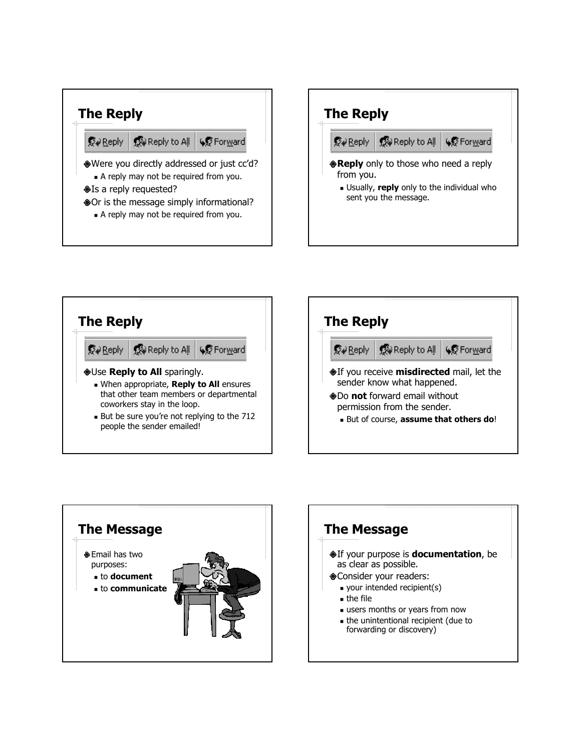## The Reply

Reply | Reply to All | Forward

- Were you directly addressed or just cc'd?
  - A reply may not be required from you.
- Is a reply requested?
- Or is the message simply informational?
  - A reply may not be required from you.

## The Reply

Reply | Reply to All | Forward

- **Reply** only to those who need a reply from you.
  - Usually, **reply** only to the individual who sent you the message.

## The Reply

Reply | Reply to All | Forward

- Use **Reply to All** sparingly.
  - When appropriate, **Reply to All** ensures that other team members or departmental coworkers stay in the loop.
  - But be sure you're not replying to the 712 people the sender emailed!

## The Reply

Reply | Reply to All | Forward

- If you receive **misdirected** mail, let the sender know what happened.
- Do **not** forward email without permission from the sender.
  - But of course, **assume that others do**!

## The Message

- Email has two purposes:
  - to **document**
  - to **communicate**

## The Message

- If your purpose is **documentation**, be as clear as possible.
- Consider your readers:
  - your intended recipient(s)
  - the file
  - users months or years from now
  - the unintentional recipient (due to forwarding or discovery)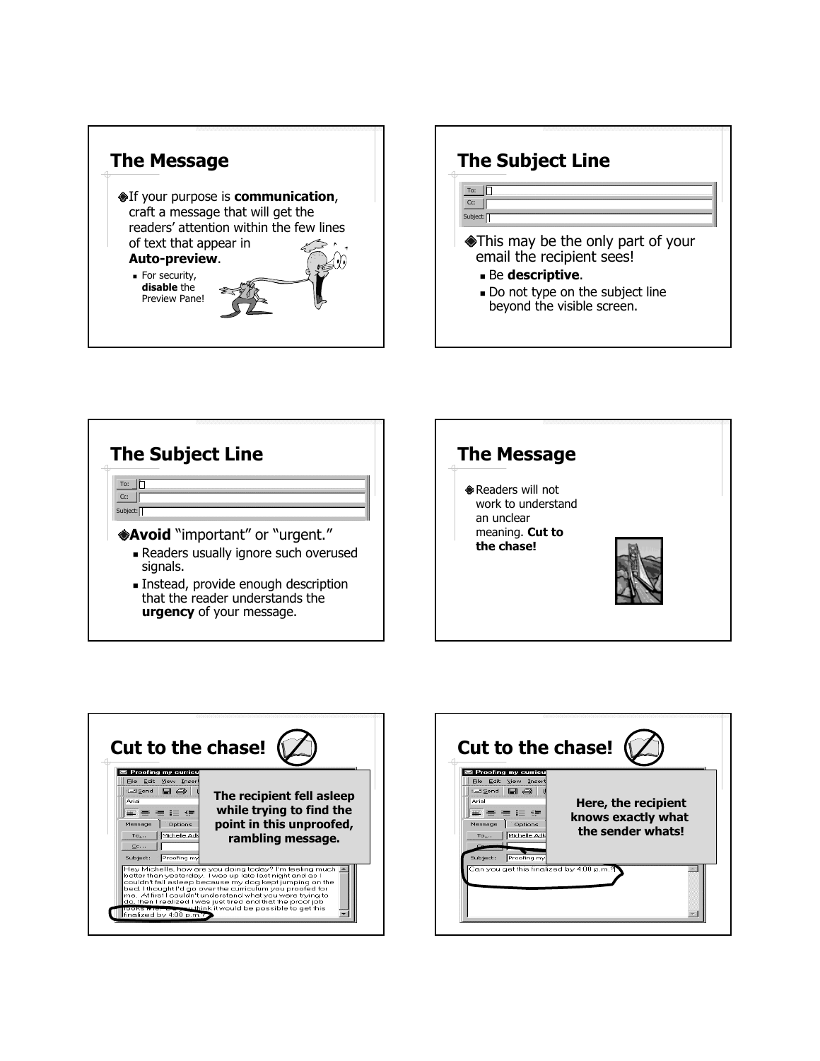## The Message

- If your purpose is **communication**, craft a message that will get the readers' attention within the few lines of text that appear in **Auto-preview**.
  - For security, **disable** the Preview Pane!

## The Subject Line

To:
Cc:
Subject:

- This may be the only part of your email the recipient sees!
  - Be **descriptive**.
  - Do not type on the subject line beyond the visible screen.

## The Subject Line

To:
Cc:
Subject:

- **Avoid** "important" or "urgent."
  - Readers usually ignore such overused signals.
  - Instead, provide enough description that the reader understands the **urgency** of your message.

## The Message

- Readers will not work to understand an unclear meaning. **Cut to the chase!**

## Cut to the chase!

**The recipient fell asleep while trying to find the point in this unproofed, rambling message.**

Hey Michelle, how are you doing today? I'm feeling much better than yesterday. I was up late last night and as I couldn't fall asleep because my dog kept jumping on the bed. I thought I'd go over the curriculum you proofed for me. At first I couldn't understand what you were trying to do, then I realized I was just tired and that the proof job looks fine. Do you think it would be possible to get this finalized by 4:00 p.m.?

## Cut to the chase!

**Here, the recipient knows exactly what the sender whats!**

Can you get this finalized by 4:00 p.m.?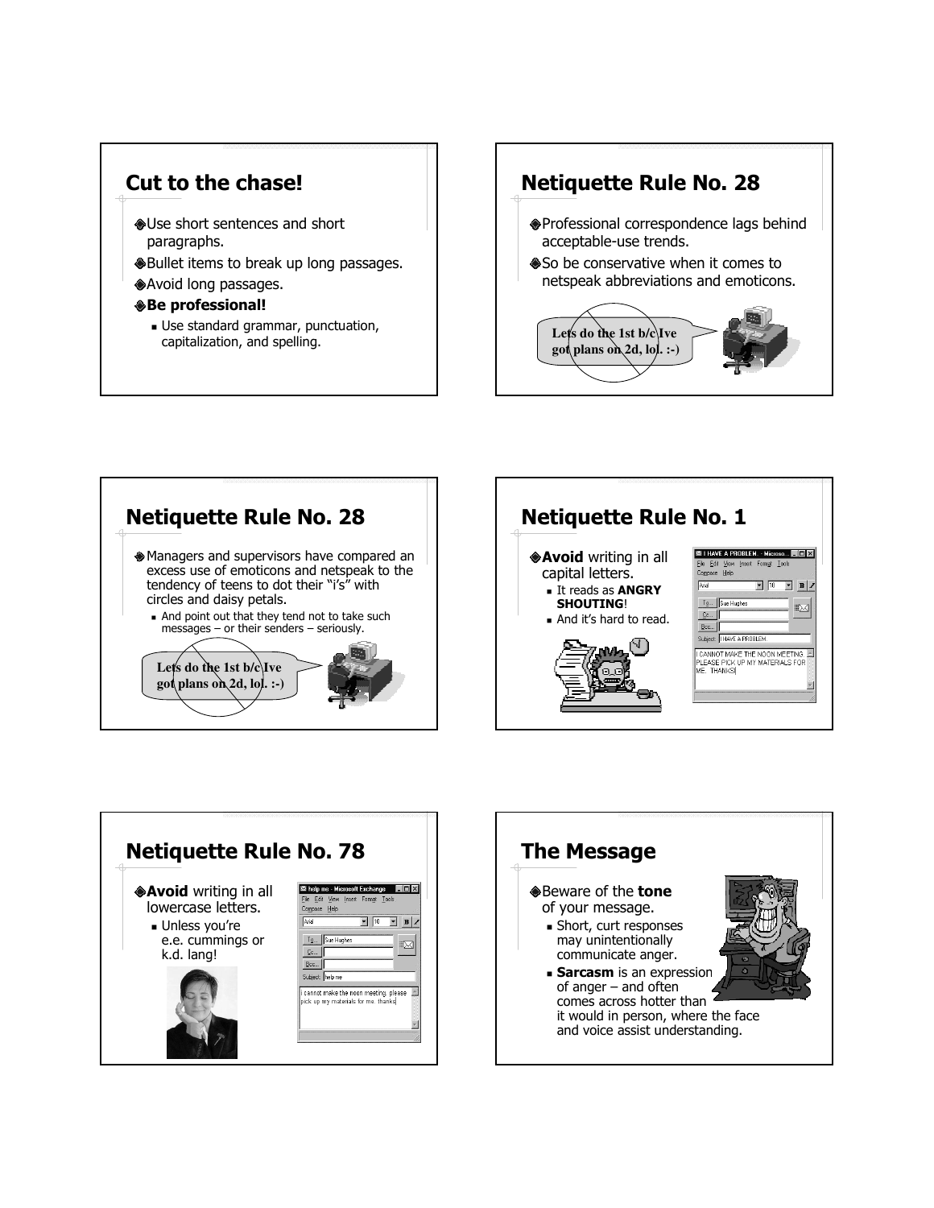## Cut to the chase!

- Use short sentences and short paragraphs.
- Bullet items to break up long passages.
- Avoid long passages.
- **Be professional!**
  - Use standard grammar, punctuation, capitalization, and spelling.

## Netiquette Rule No. 28

- Professional correspondence lags behind acceptable-use trends.
- So be conservative when it comes to netspeak abbreviations and emoticons.

Lets do the 1st b/c Ive got plans on 2d, lol. :-)

## Netiquette Rule No. 28

- Managers and supervisors have compared an excess use of emoticons and netspeak to the tendency of teens to dot their "i's" with circles and daisy petals.
  - And point out that they tend not to take such messages – or their senders – seriously.

Lets do the 1st b/c Ive got plans on 2d, lol. :-)

## Netiquette Rule No. 1

- **Avoid** writing in all capital letters.
  - It reads as **ANGRY SHOUTING**!
  - And it's hard to read.

## Netiquette Rule No. 78

- **Avoid** writing in all lowercase letters.
  - Unless you're e.e. cummings or k.d. lang!

## The Message

- Beware of the **tone** of your message.
  - Short, curt responses may unintentionally communicate anger.
  - **Sarcasm** is an expression of anger – and often comes across hotter than it would in person, where the face and voice assist understanding.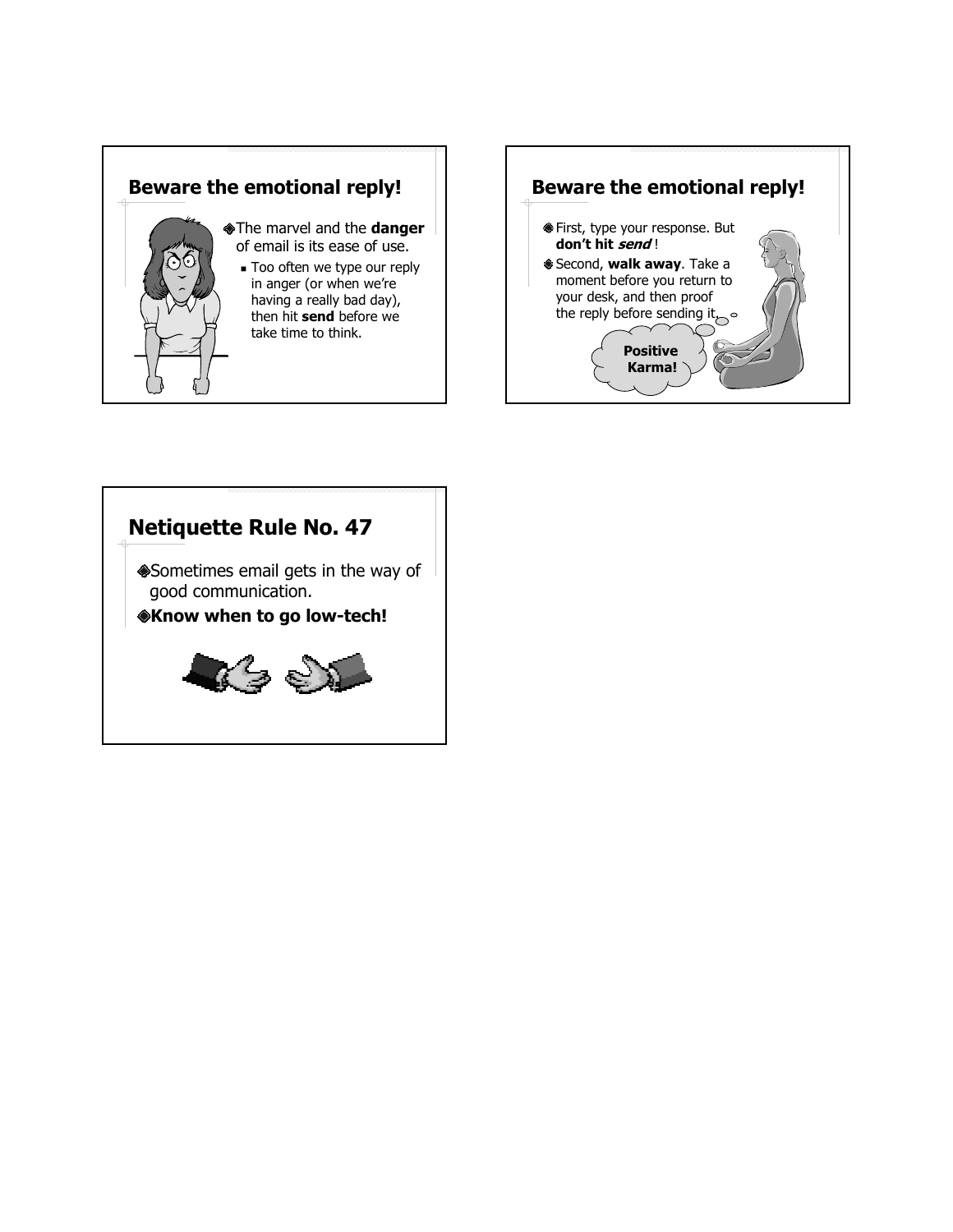## Beware the emotional reply!

- The marvel and the **danger** of email is its ease of use.
  - Too often we type our reply in anger (or when we're having a really bad day), then hit **send** before we take time to think.

## Beware the emotional reply!

- First, type your response. But **don't hit *send*** !
- Second, **walk away**. Take a moment before you return to your desk, and then proof the reply before sending it.

**Positive Karma!**

## Netiquette Rule No. 47

- Sometimes email gets in the way of good communication.
- **Know when to go low-tech!**